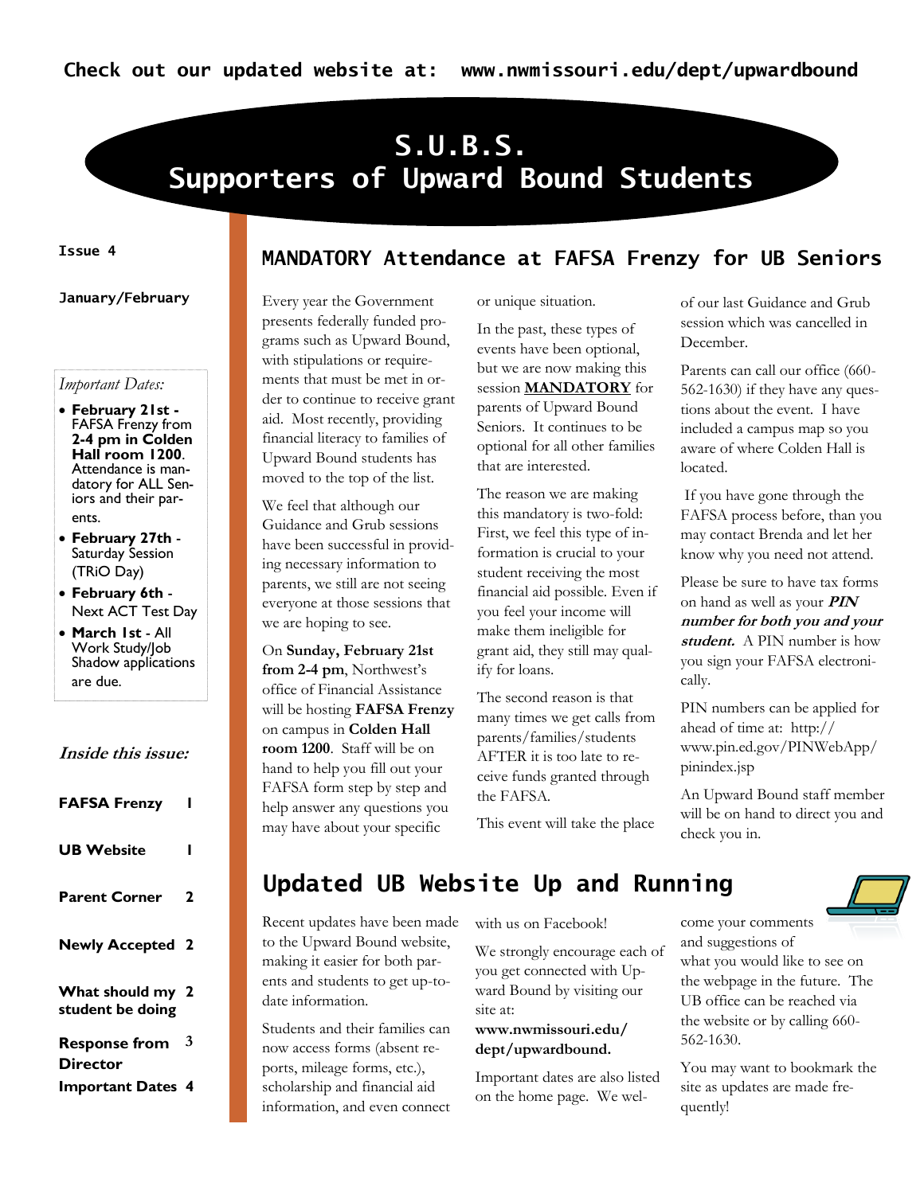**Check out our updated website at: www.nwmissouri.edu/dept/upwardbound**

# S.U.B.S.
# Supporters of Upward Bound Students

**Issue 4**

**January/February**

*Important Dates:*

- **February 21st -** FAFSA Frenzy from **2-4 pm in Colden Hall room 1200**. Attendance is mandatory for ALL Seniors and their parents.
- **February 27th -** Saturday Session (TRiO Day)
- **February 6th -** Next ACT Test Day
- **March 1st -** All Work Study/Job Shadow applications are due.

***Inside this issue:***

| | |
|---|---|
| **FAFSA Frenzy** | **1** |
| **UB Website** | **1** |
| **Parent Corner** | **2** |
| **Newly Accepted** | **2** |
| **What should my student be doing** | **2** |
| **Response from Director** | **3** |
| **Important Dates** | **4** |

## MANDATORY Attendance at FAFSA Frenzy for UB Seniors

Every year the Government presents federally funded programs such as Upward Bound, with stipulations or requirements that must be met in order to continue to receive grant aid. Most recently, providing financial literacy to families of Upward Bound students has moved to the top of the list.

We feel that although our Guidance and Grub sessions have been successful in providing necessary information to parents, we still are not seeing everyone at those sessions that we are hoping to see.

On **Sunday, February 21st from 2-4 pm**, Northwest's office of Financial Assistance will be hosting **FAFSA Frenzy** on campus in **Colden Hall room 1200**. Staff will be on hand to help you fill out your FAFSA form step by step and help answer any questions you may have about your specific or unique situation.

In the past, these types of events have been optional, but we are now making this session **MANDATORY** for parents of Upward Bound Seniors. It continues to be optional for all other families that are interested.

The reason we are making this mandatory is two-fold: First, we feel this type of information is crucial to your student receiving the most financial aid possible. Even if you feel your income will make them ineligible for grant aid, they still may qualify for loans.

The second reason is that many times we get calls from parents/families/students AFTER it is too late to receive funds granted through the FAFSA.

This event will take the place of our last Guidance and Grub session which was cancelled in December.

Parents can call our office (660-562-1630) if they have any questions about the event. I have included a campus map so you aware of where Colden Hall is located.

If you have gone through the FAFSA process before, than you may contact Brenda and let her know why you need not attend.

Please be sure to have tax forms on hand as well as your ***PIN number for both you and your student.*** A PIN number is how you sign your FAFSA electronically.

PIN numbers can be applied for ahead of time at: http://www.pin.ed.gov/PINWebApp/pinindex.jsp

An Upward Bound staff member will be on hand to direct you and check you in.

## Updated UB Website Up and Running

Recent updates have been made to the Upward Bound website, making it easier for both parents and students to get up-to-date information.

Students and their families can now access forms (absent reports, mileage forms, etc.), scholarship and financial aid information, and even connect with us on Facebook!

We strongly encourage each of you get connected with Upward Bound by visiting our site at: **www.nwmissouri.edu/dept/upwardbound.**

Important dates are also listed on the home page. We welcome your comments and suggestions of what you would like to see on the webpage in the future. The UB office can be reached via the website or by calling 660-562-1630.

You may want to bookmark the site as updates are made frequently!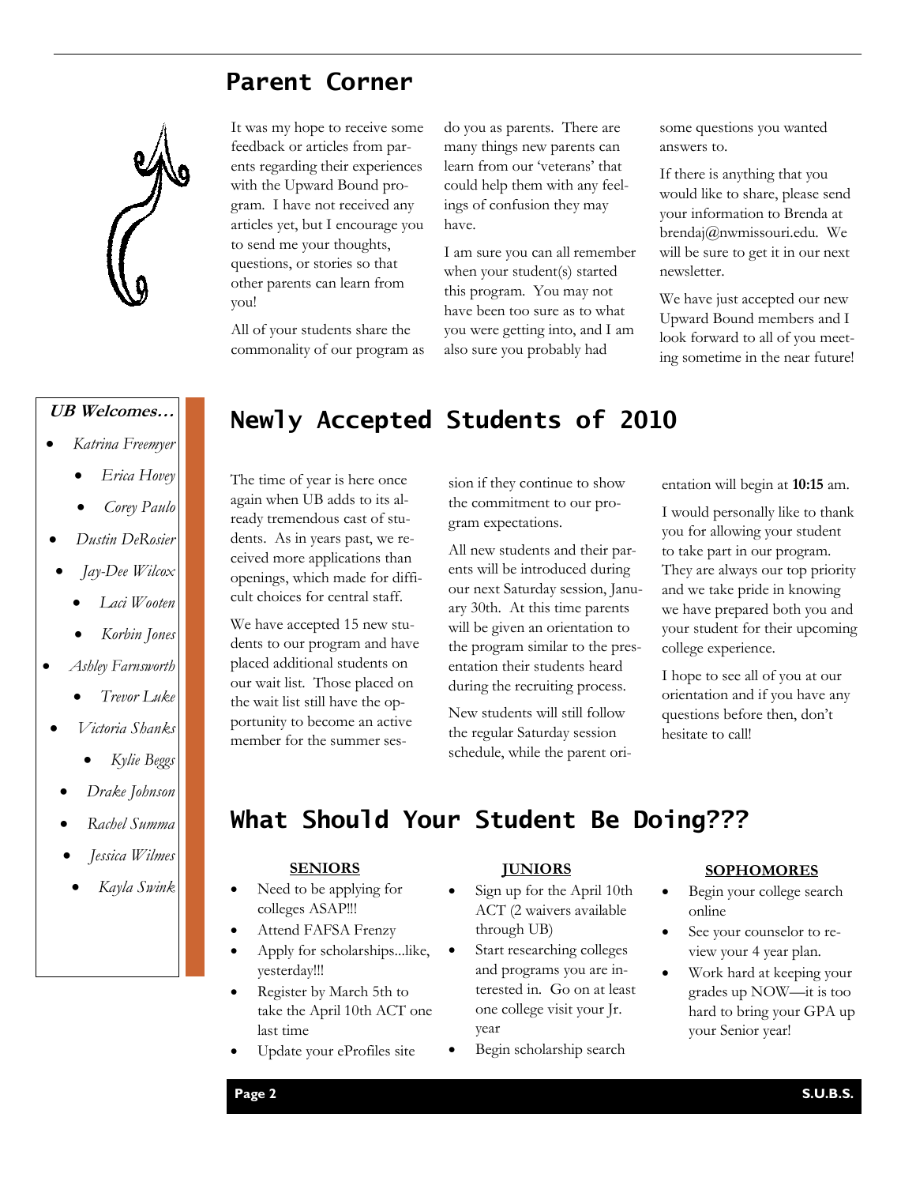## Parent Corner

It was my hope to receive some feedback or articles from parents regarding their experiences with the Upward Bound program. I have not received any articles yet, but I encourage you to send me your thoughts, questions, or stories so that other parents can learn from you!

All of your students share the commonality of our program as do you as parents. There are many things new parents can learn from our 'veterans' that could help them with any feelings of confusion they may have.

I am sure you can all remember when your student(s) started this program. You may not have been too sure as to what you were getting into, and I am also sure you probably had some questions you wanted answers to.

If there is anything that you would like to share, please send your information to Brenda at brendaj@nwmissouri.edu. We will be sure to get it in our next newsletter.

We have just accepted our new Upward Bound members and I look forward to all of you meeting sometime in the near future!

**UB Welcomes…**

- *Katrina Freemyer*
- *Erica Hovey*
- *Corey Paulo*
- *Dustin DeRosier*
- *Jay-Dee Wilcox*
- *Laci Wooten*
- *Korbin Jones*
- *Ashley Farnsworth*
- *Trevor Luke*
- *Victoria Shanks*
- *Kylie Beggs*
- *Drake Johnson*
- *Rachel Summa*
- *Jessica Wilmes*
- *Kayla Swink*

## Newly Accepted Students of 2010

The time of year is here once again when UB adds to its already tremendous cast of students. As in years past, we received more applications than openings, which made for difficult choices for central staff.

We have accepted 15 new students to our program and have placed additional students on our wait list. Those placed on the wait list still have the opportunity to become an active member for the summer session if they continue to show the commitment to our program expectations.

All new students and their parents will be introduced during our next Saturday session, January 30th. At this time parents will be given an orientation to the program similar to the presentation their students heard during the recruiting process.

New students will still follow the regular Saturday session schedule, while the parent orientation will begin at **10:15** am.

I would personally like to thank you for allowing your student to take part in our program. They are always our top priority and we take pride in knowing we have prepared both you and your student for their upcoming college experience.

I hope to see all of you at our orientation and if you have any questions before then, don't hesitate to call!

## What Should Your Student Be Doing???

**SENIORS**

- Need to be applying for colleges ASAP!!!
- Attend FAFSA Frenzy
- Apply for scholarships...like, yesterday!!!
- Register by March 5th to take the April 10th ACT one last time
- Update your eProfiles site

**JUNIORS**

- Sign up for the April 10th ACT (2 waivers available through UB)
- Start researching colleges and programs you are interested in. Go on at least one college visit your Jr. year
- Begin scholarship search

**SOPHOMORES**

- Begin your college search online
- See your counselor to review your 4 year plan.
- Work hard at keeping your grades up NOW—it is too hard to bring your GPA up your Senior year!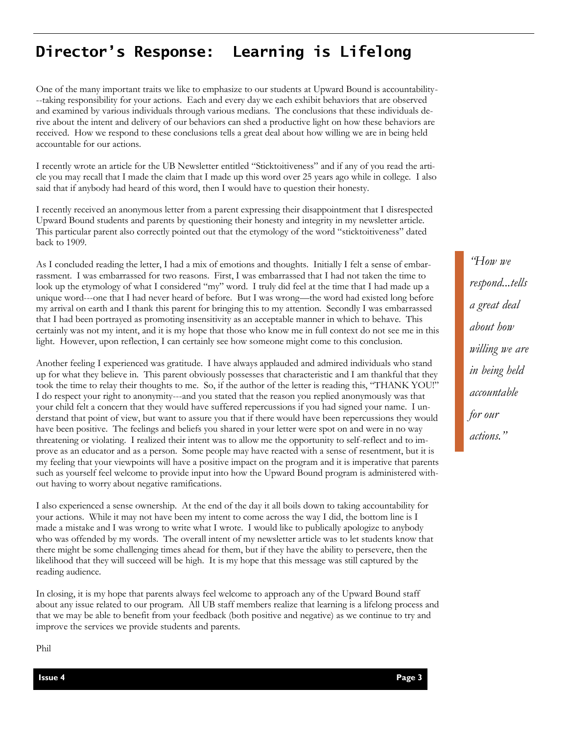# Director's Response: Learning is Lifelong

One of the many important traits we like to emphasize to our students at Upward Bound is accountability---taking responsibility for your actions. Each and every day we each exhibit behaviors that are observed and examined by various individuals through various medians. The conclusions that these individuals derive about the intent and delivery of our behaviors can shed a productive light on how these behaviors are received. How we respond to these conclusions tells a great deal about how willing we are in being held accountable for our actions.

I recently wrote an article for the UB Newsletter entitled "Sticktoitiveness" and if any of you read the article you may recall that I made the claim that I made up this word over 25 years ago while in college. I also said that if anybody had heard of this word, then I would have to question their honesty.

I recently received an anonymous letter from a parent expressing their disappointment that I disrespected Upward Bound students and parents by questioning their honesty and integrity in my newsletter article. This particular parent also correctly pointed out that the etymology of the word "sticktoitiveness" dated back to 1909.

As I concluded reading the letter, I had a mix of emotions and thoughts. Initially I felt a sense of embarrassment. I was embarrassed for two reasons. First, I was embarrassed that I had not taken the time to look up the etymology of what I considered "my" word. I truly did feel at the time that I had made up a unique word---one that I had never heard of before. But I was wrong—the word had existed long before my arrival on earth and I thank this parent for bringing this to my attention. Secondly I was embarrassed that I had been portrayed as promoting insensitivity as an acceptable manner in which to behave. This certainly was not my intent, and it is my hope that those who know me in full context do not see me in this light. However, upon reflection, I can certainly see how someone might come to this conclusion.

*"How we respond...tells a great deal about how willing we are in being held accountable for our actions."*

Another feeling I experienced was gratitude. I have always applauded and admired individuals who stand up for what they believe in. This parent obviously possesses that characteristic and I am thankful that they took the time to relay their thoughts to me. So, if the author of the letter is reading this, "THANK YOU!" I do respect your right to anonymity---and you stated that the reason you replied anonymously was that your child felt a concern that they would have suffered repercussions if you had signed your name. I understand that point of view, but want to assure you that if there would have been repercussions they would have been positive. The feelings and beliefs you shared in your letter were spot on and were in no way threatening or violating. I realized their intent was to allow me the opportunity to self-reflect and to improve as an educator and as a person. Some people may have reacted with a sense of resentment, but it is my feeling that your viewpoints will have a positive impact on the program and it is imperative that parents such as yourself feel welcome to provide input into how the Upward Bound program is administered without having to worry about negative ramifications.

I also experienced a sense ownership. At the end of the day it all boils down to taking accountability for your actions. While it may not have been my intent to come across the way I did, the bottom line is I made a mistake and I was wrong to write what I wrote. I would like to publically apologize to anybody who was offended by my words. The overall intent of my newsletter article was to let students know that there might be some challenging times ahead for them, but if they have the ability to persevere, then the likelihood that they will succeed will be high. It is my hope that this message was still captured by the reading audience.

In closing, it is my hope that parents always feel welcome to approach any of the Upward Bound staff about any issue related to our program. All UB staff members realize that learning is a lifelong process and that we may be able to benefit from your feedback (both positive and negative) as we continue to try and improve the services we provide students and parents.

Phil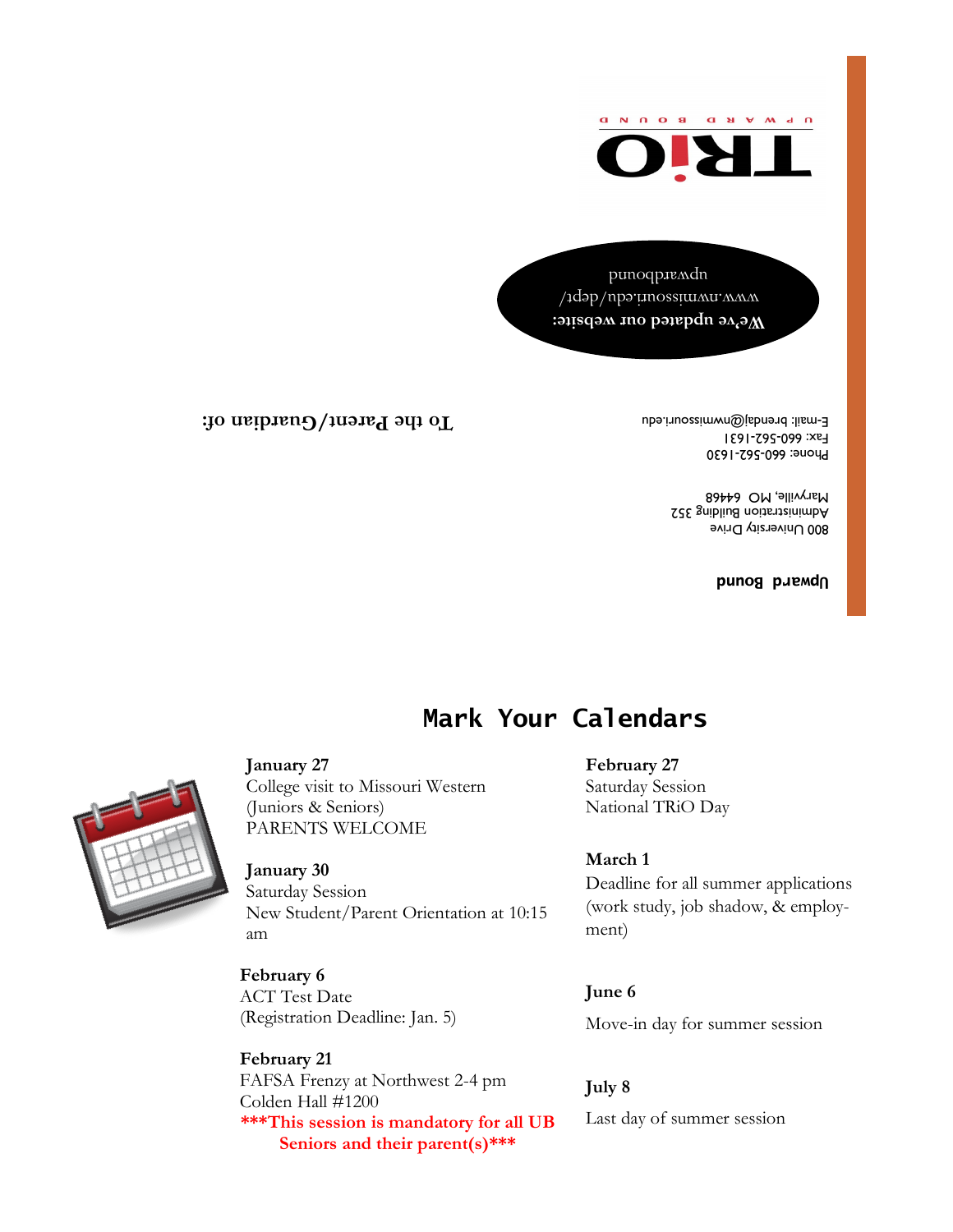Upward Bound

800 University Drive
Administration Building 352
Maryville, MO 64468

Phone: 660-562-1630
Fax: 660-562-1631
E-mail: brendaj@nwmissouri.edu

**We've updated our website:**
www.nwmissouri.edu/dept/upwardbound

**To the Parent/Guardian of:**

# Mark Your Calendars

**January 27**
College visit to Missouri Western
(Juniors & Seniors)
PARENTS WELCOME

**January 30**
Saturday Session
New Student/Parent Orientation at 10:15 am

**February 6**
ACT Test Date
(Registration Deadline: Jan. 5)

**February 21**
FAFSA Frenzy at Northwest 2-4 pm
Colden Hall #1200
**\*\*\*This session is mandatory for all UB Seniors and their parent(s)\*\*\***

**February 27**
Saturday Session
National TRiO Day

**March 1**
Deadline for all summer applications (work study, job shadow, & employment)

**June 6**
Move-in day for summer session

**July 8**
Last day of summer session